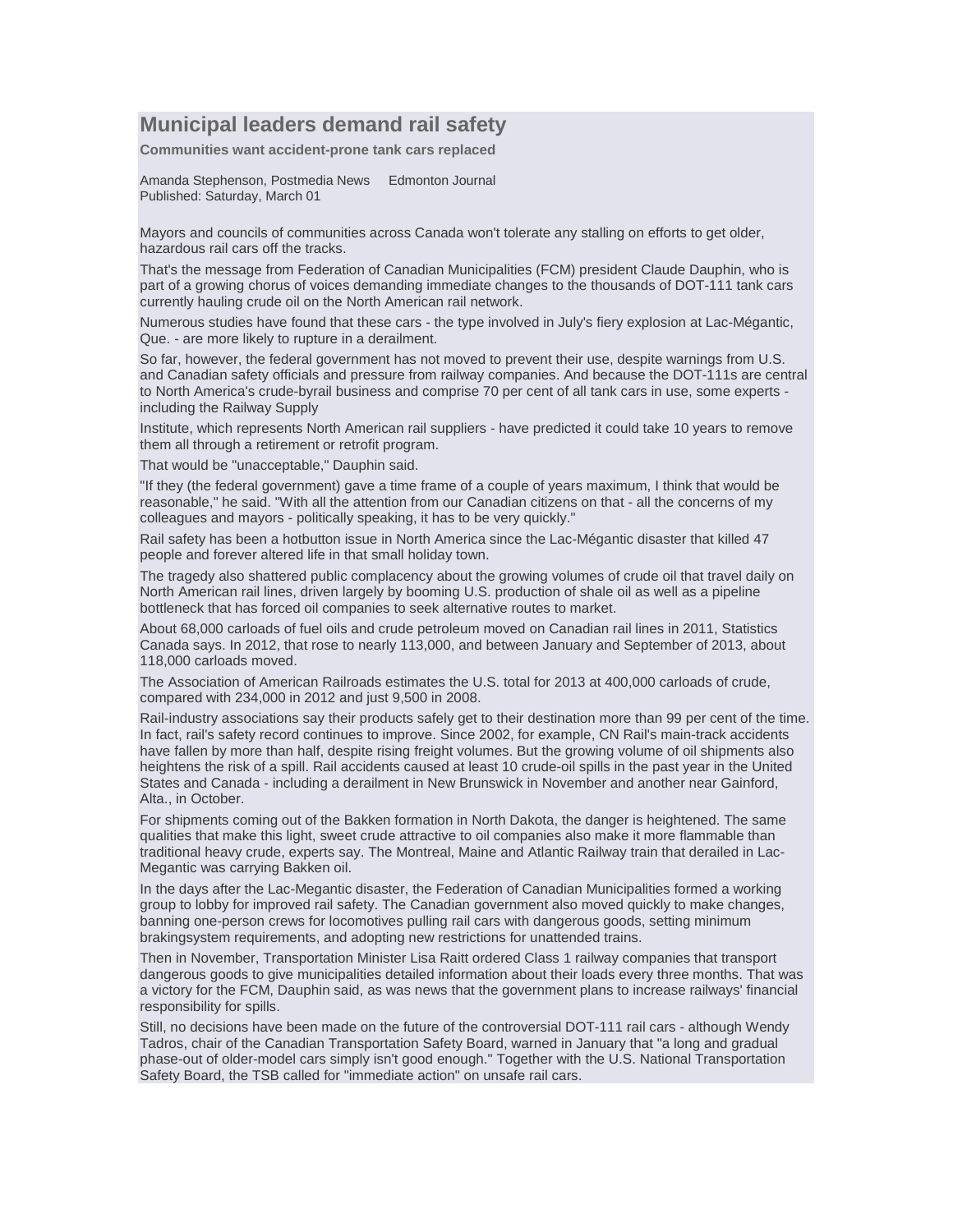# Municipal leaders demand rail safety

**Communities want accident-prone tank cars replaced**

Amanda Stephenson, Postmedia News Edmonton Journal
Published: Saturday, March 01

Mayors and councils of communities across Canada won't tolerate any stalling on efforts to get older, hazardous rail cars off the tracks.

That's the message from Federation of Canadian Municipalities (FCM) president Claude Dauphin, who is part of a growing chorus of voices demanding immediate changes to the thousands of DOT-111 tank cars currently hauling crude oil on the North American rail network.

Numerous studies have found that these cars - the type involved in July's fiery explosion at Lac-Mégantic, Que. - are more likely to rupture in a derailment.

So far, however, the federal government has not moved to prevent their use, despite warnings from U.S. and Canadian safety officials and pressure from railway companies. And because the DOT-111s are central to North America's crude-byrail business and comprise 70 per cent of all tank cars in use, some experts - including the Railway Supply

Institute, which represents North American rail suppliers - have predicted it could take 10 years to remove them all through a retirement or retrofit program.

That would be "unacceptable," Dauphin said.

"If they (the federal government) gave a time frame of a couple of years maximum, I think that would be reasonable," he said. "With all the attention from our Canadian citizens on that - all the concerns of my colleagues and mayors - politically speaking, it has to be very quickly."

Rail safety has been a hotbutton issue in North America since the Lac-Mégantic disaster that killed 47 people and forever altered life in that small holiday town.

The tragedy also shattered public complacency about the growing volumes of crude oil that travel daily on North American rail lines, driven largely by booming U.S. production of shale oil as well as a pipeline bottleneck that has forced oil companies to seek alternative routes to market.

About 68,000 carloads of fuel oils and crude petroleum moved on Canadian rail lines in 2011, Statistics Canada says. In 2012, that rose to nearly 113,000, and between January and September of 2013, about 118,000 carloads moved.

The Association of American Railroads estimates the U.S. total for 2013 at 400,000 carloads of crude, compared with 234,000 in 2012 and just 9,500 in 2008.

Rail-industry associations say their products safely get to their destination more than 99 per cent of the time. In fact, rail's safety record continues to improve. Since 2002, for example, CN Rail's main-track accidents have fallen by more than half, despite rising freight volumes. But the growing volume of oil shipments also heightens the risk of a spill. Rail accidents caused at least 10 crude-oil spills in the past year in the United States and Canada - including a derailment in New Brunswick in November and another near Gainford, Alta., in October.

For shipments coming out of the Bakken formation in North Dakota, the danger is heightened. The same qualities that make this light, sweet crude attractive to oil companies also make it more flammable than traditional heavy crude, experts say. The Montreal, Maine and Atlantic Railway train that derailed in Lac-Megantic was carrying Bakken oil.

In the days after the Lac-Megantic disaster, the Federation of Canadian Municipalities formed a working group to lobby for improved rail safety. The Canadian government also moved quickly to make changes, banning one-person crews for locomotives pulling rail cars with dangerous goods, setting minimum brakingsystem requirements, and adopting new restrictions for unattended trains.

Then in November, Transportation Minister Lisa Raitt ordered Class 1 railway companies that transport dangerous goods to give municipalities detailed information about their loads every three months. That was a victory for the FCM, Dauphin said, as was news that the government plans to increase railways' financial responsibility for spills.

Still, no decisions have been made on the future of the controversial DOT-111 rail cars - although Wendy Tadros, chair of the Canadian Transportation Safety Board, warned in January that "a long and gradual phase-out of older-model cars simply isn't good enough." Together with the U.S. National Transportation Safety Board, the TSB called for "immediate action" on unsafe rail cars.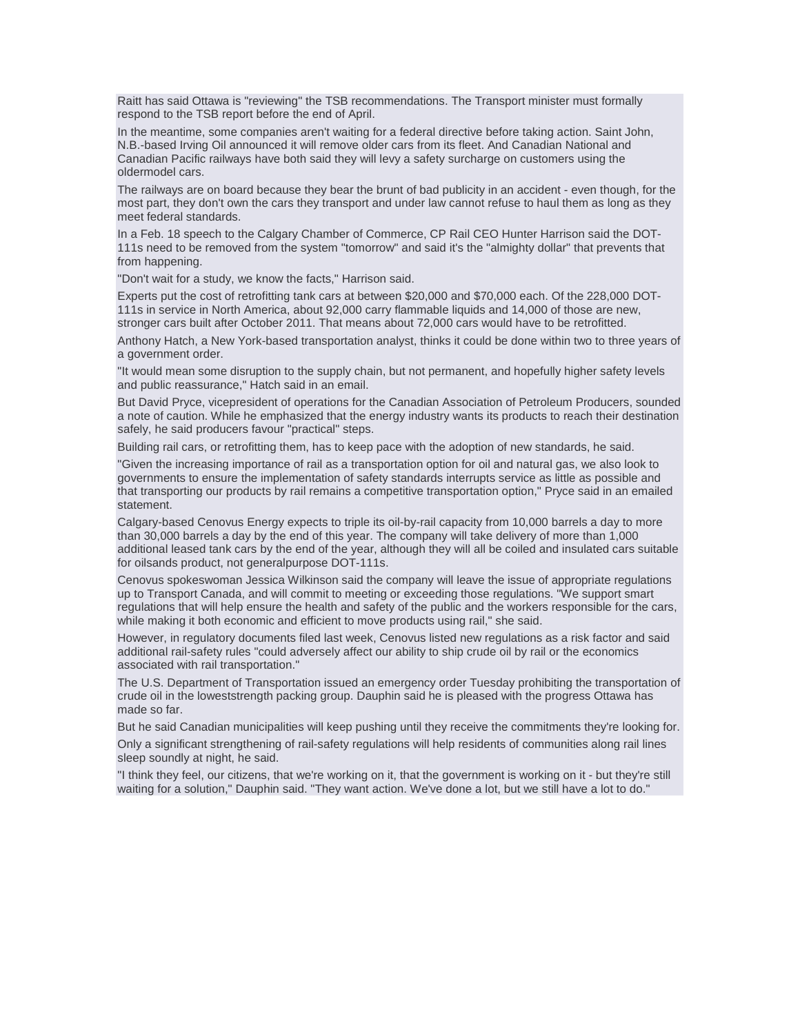Raitt has said Ottawa is "reviewing" the TSB recommendations. The Transport minister must formally respond to the TSB report before the end of April.

In the meantime, some companies aren't waiting for a federal directive before taking action. Saint John, N.B.-based Irving Oil announced it will remove older cars from its fleet. And Canadian National and Canadian Pacific railways have both said they will levy a safety surcharge on customers using the oldermodel cars.

The railways are on board because they bear the brunt of bad publicity in an accident - even though, for the most part, they don't own the cars they transport and under law cannot refuse to haul them as long as they meet federal standards.

In a Feb. 18 speech to the Calgary Chamber of Commerce, CP Rail CEO Hunter Harrison said the DOT-111s need to be removed from the system "tomorrow" and said it's the "almighty dollar" that prevents that from happening.

"Don't wait for a study, we know the facts," Harrison said.

Experts put the cost of retrofitting tank cars at between $20,000 and $70,000 each. Of the 228,000 DOT-111s in service in North America, about 92,000 carry flammable liquids and 14,000 of those are new, stronger cars built after October 2011. That means about 72,000 cars would have to be retrofitted.

Anthony Hatch, a New York-based transportation analyst, thinks it could be done within two to three years of a government order.

"It would mean some disruption to the supply chain, but not permanent, and hopefully higher safety levels and public reassurance," Hatch said in an email.

But David Pryce, vicepresident of operations for the Canadian Association of Petroleum Producers, sounded a note of caution. While he emphasized that the energy industry wants its products to reach their destination safely, he said producers favour "practical" steps.

Building rail cars, or retrofitting them, has to keep pace with the adoption of new standards, he said.

"Given the increasing importance of rail as a transportation option for oil and natural gas, we also look to governments to ensure the implementation of safety standards interrupts service as little as possible and that transporting our products by rail remains a competitive transportation option," Pryce said in an emailed statement.

Calgary-based Cenovus Energy expects to triple its oil-by-rail capacity from 10,000 barrels a day to more than 30,000 barrels a day by the end of this year. The company will take delivery of more than 1,000 additional leased tank cars by the end of the year, although they will all be coiled and insulated cars suitable for oilsands product, not generalpurpose DOT-111s.

Cenovus spokeswoman Jessica Wilkinson said the company will leave the issue of appropriate regulations up to Transport Canada, and will commit to meeting or exceeding those regulations. "We support smart regulations that will help ensure the health and safety of the public and the workers responsible for the cars, while making it both economic and efficient to move products using rail," she said.

However, in regulatory documents filed last week, Cenovus listed new regulations as a risk factor and said additional rail-safety rules "could adversely affect our ability to ship crude oil by rail or the economics associated with rail transportation."

The U.S. Department of Transportation issued an emergency order Tuesday prohibiting the transportation of crude oil in the loweststrength packing group. Dauphin said he is pleased with the progress Ottawa has made so far.

But he said Canadian municipalities will keep pushing until they receive the commitments they're looking for.

Only a significant strengthening of rail-safety regulations will help residents of communities along rail lines sleep soundly at night, he said.

"I think they feel, our citizens, that we're working on it, that the government is working on it - but they're still waiting for a solution," Dauphin said. "They want action. We've done a lot, but we still have a lot to do."